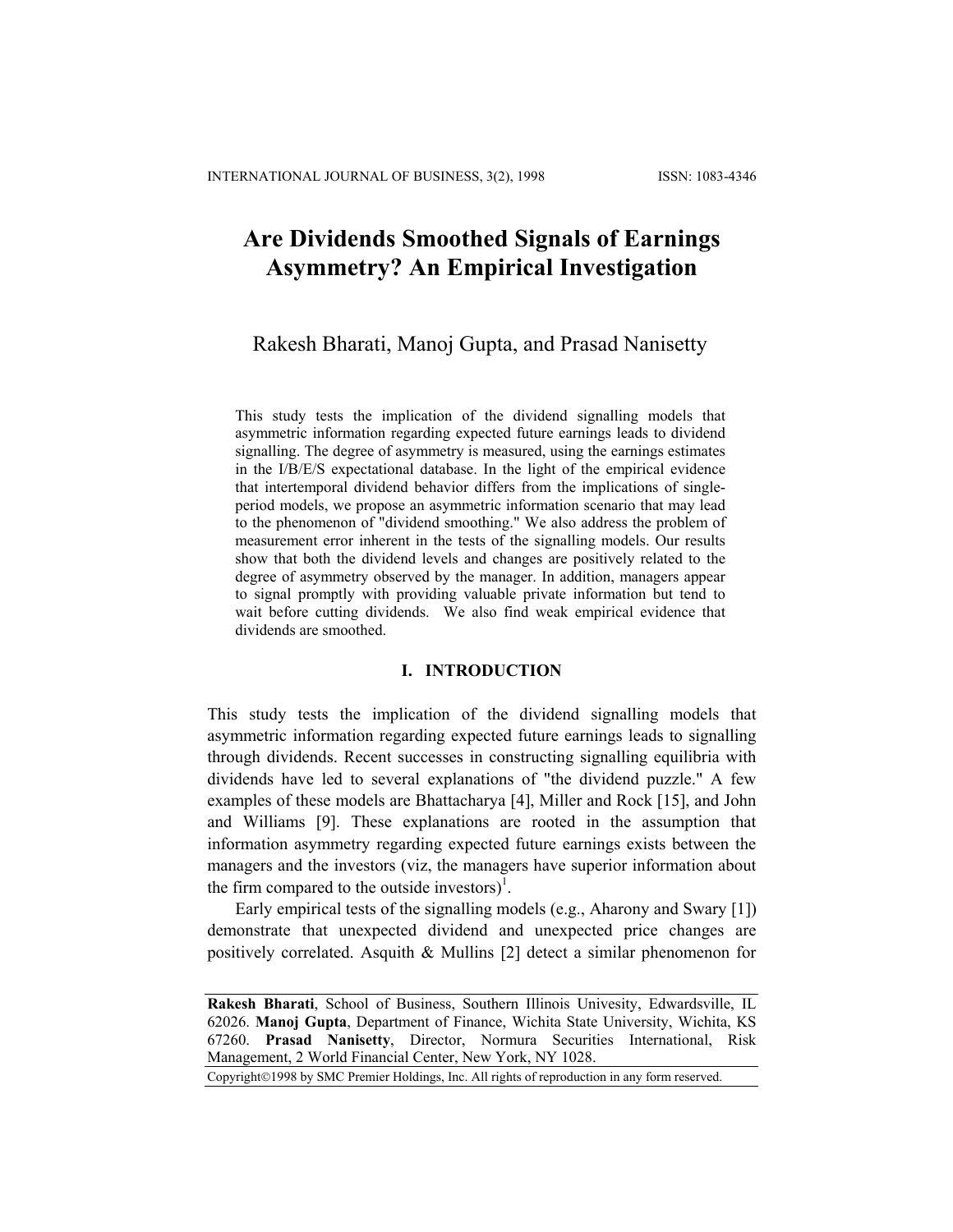# Are Dividends Smoothed Signals of Earnings Asymmetry? An Empirical Investigation

Rakesh Bharati, Manoj Gupta, and Prasad Nanisetty

This study tests the implication of the dividend signalling models that asymmetric information regarding expected future earnings leads to dividend signalling. The degree of asymmetry is measured, using the earnings estimates in the I/B/E/S expectational database. In the light of the empirical evidence that intertemporal dividend behavior differs from the implications of single-period models, we propose an asymmetric information scenario that may lead to the phenomenon of "dividend smoothing." We also address the problem of measurement error inherent in the tests of the signalling models. Our results show that both the dividend levels and changes are positively related to the degree of asymmetry observed by the manager. In addition, managers appear to signal promptly with providing valuable private information but tend to wait before cutting dividends. We also find weak empirical evidence that dividends are smoothed.

## I. INTRODUCTION

This study tests the implication of the dividend signalling models that asymmetric information regarding expected future earnings leads to signalling through dividends. Recent successes in constructing signalling equilibria with dividends have led to several explanations of "the dividend puzzle." A few examples of these models are Bhattacharya [4], Miller and Rock [15], and John and Williams [9]. These explanations are rooted in the assumption that information asymmetry regarding expected future earnings exists between the managers and the investors (viz, the managers have superior information about the firm compared to the outside investors)[1].

Early empirical tests of the signalling models (e.g., Aharony and Swary [1]) demonstrate that unexpected dividend and unexpected price changes are positively correlated. Asquith & Mullins [2] detect a similar phenomenon for

---

**Rakesh Bharati**, School of Business, Southern Illinois Univesity, Edwardsville, IL 62026. **Manoj Gupta**, Department of Finance, Wichita State University, Wichita, KS 67260. **Prasad Nanisetty**, Director, Normura Securities International, Risk Management, 2 World Financial Center, New York, NY 1028.

Copyright©1998 by SMC Premier Holdings, Inc. All rights of reproduction in any form reserved.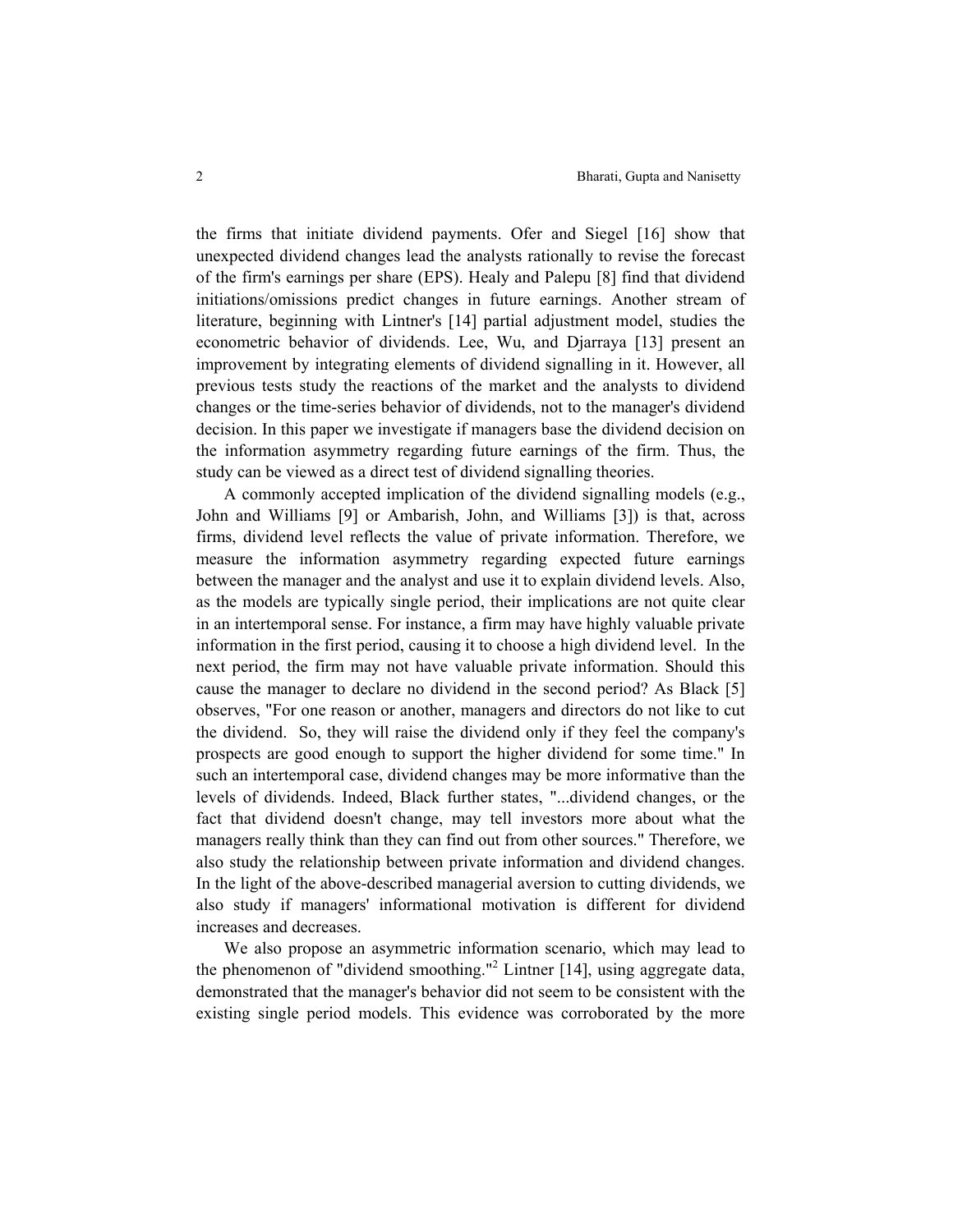the firms that initiate dividend payments. Ofer and Siegel [16] show that unexpected dividend changes lead the analysts rationally to revise the forecast of the firm's earnings per share (EPS). Healy and Palepu [8] find that dividend initiations/omissions predict changes in future earnings. Another stream of literature, beginning with Lintner's [14] partial adjustment model, studies the econometric behavior of dividends. Lee, Wu, and Djarraya [13] present an improvement by integrating elements of dividend signalling in it. However, all previous tests study the reactions of the market and the analysts to dividend changes or the time-series behavior of dividends, not to the manager's dividend decision. In this paper we investigate if managers base the dividend decision on the information asymmetry regarding future earnings of the firm. Thus, the study can be viewed as a direct test of dividend signalling theories.

A commonly accepted implication of the dividend signalling models (e.g., John and Williams [9] or Ambarish, John, and Williams [3]) is that, across firms, dividend level reflects the value of private information. Therefore, we measure the information asymmetry regarding expected future earnings between the manager and the analyst and use it to explain dividend levels. Also, as the models are typically single period, their implications are not quite clear in an intertemporal sense. For instance, a firm may have highly valuable private information in the first period, causing it to choose a high dividend level. In the next period, the firm may not have valuable private information. Should this cause the manager to declare no dividend in the second period? As Black [5] observes, "For one reason or another, managers and directors do not like to cut the dividend. So, they will raise the dividend only if they feel the company's prospects are good enough to support the higher dividend for some time." In such an intertemporal case, dividend changes may be more informative than the levels of dividends. Indeed, Black further states, "...dividend changes, or the fact that dividend doesn't change, may tell investors more about what the managers really think than they can find out from other sources." Therefore, we also study the relationship between private information and dividend changes. In the light of the above-described managerial aversion to cutting dividends, we also study if managers' informational motivation is different for dividend increases and decreases.

We also propose an asymmetric information scenario, which may lead to the phenomenon of "dividend smoothing."[2] Lintner [14], using aggregate data, demonstrated that the manager's behavior did not seem to be consistent with the existing single period models. This evidence was corroborated by the more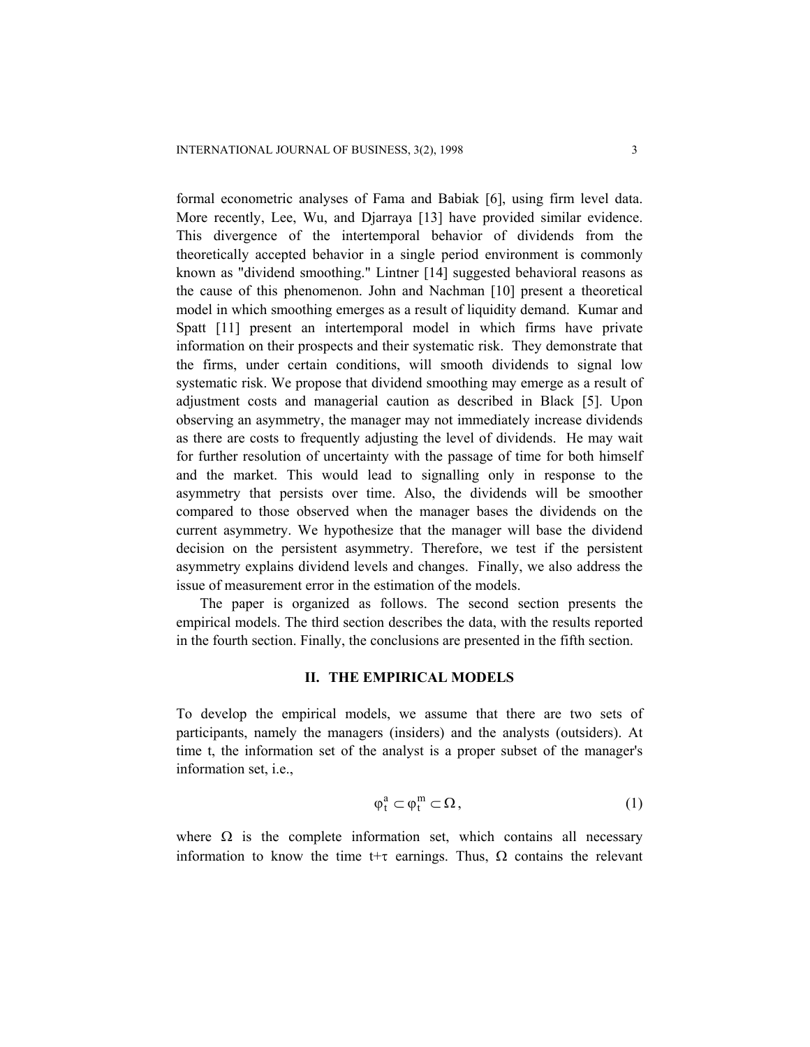formal econometric analyses of Fama and Babiak [6], using firm level data. More recently, Lee, Wu, and Djarraya [13] have provided similar evidence. This divergence of the intertemporal behavior of dividends from the theoretically accepted behavior in a single period environment is commonly known as "dividend smoothing." Lintner [14] suggested behavioral reasons as the cause of this phenomenon. John and Nachman [10] present a theoretical model in which smoothing emerges as a result of liquidity demand. Kumar and Spatt [11] present an intertemporal model in which firms have private information on their prospects and their systematic risk. They demonstrate that the firms, under certain conditions, will smooth dividends to signal low systematic risk. We propose that dividend smoothing may emerge as a result of adjustment costs and managerial caution as described in Black [5]. Upon observing an asymmetry, the manager may not immediately increase dividends as there are costs to frequently adjusting the level of dividends. He may wait for further resolution of uncertainty with the passage of time for both himself and the market. This would lead to signalling only in response to the asymmetry that persists over time. Also, the dividends will be smoother compared to those observed when the manager bases the dividends on the current asymmetry. We hypothesize that the manager will base the dividend decision on the persistent asymmetry. Therefore, we test if the persistent asymmetry explains dividend levels and changes. Finally, we also address the issue of measurement error in the estimation of the models.

The paper is organized as follows. The second section presents the empirical models. The third section describes the data, with the results reported in the fourth section. Finally, the conclusions are presented in the fifth section.

## II. THE EMPIRICAL MODELS

To develop the empirical models, we assume that there are two sets of participants, namely the managers (insiders) and the analysts (outsiders). At time t, the information set of the analyst is a proper subset of the manager's information set, i.e.,

$$\varphi_t^a \subset \varphi_t^m \subset \Omega, \tag{1}$$

where $\Omega$ is the complete information set, which contains all necessary information to know the time $t+\tau$ earnings. Thus, $\Omega$ contains the relevant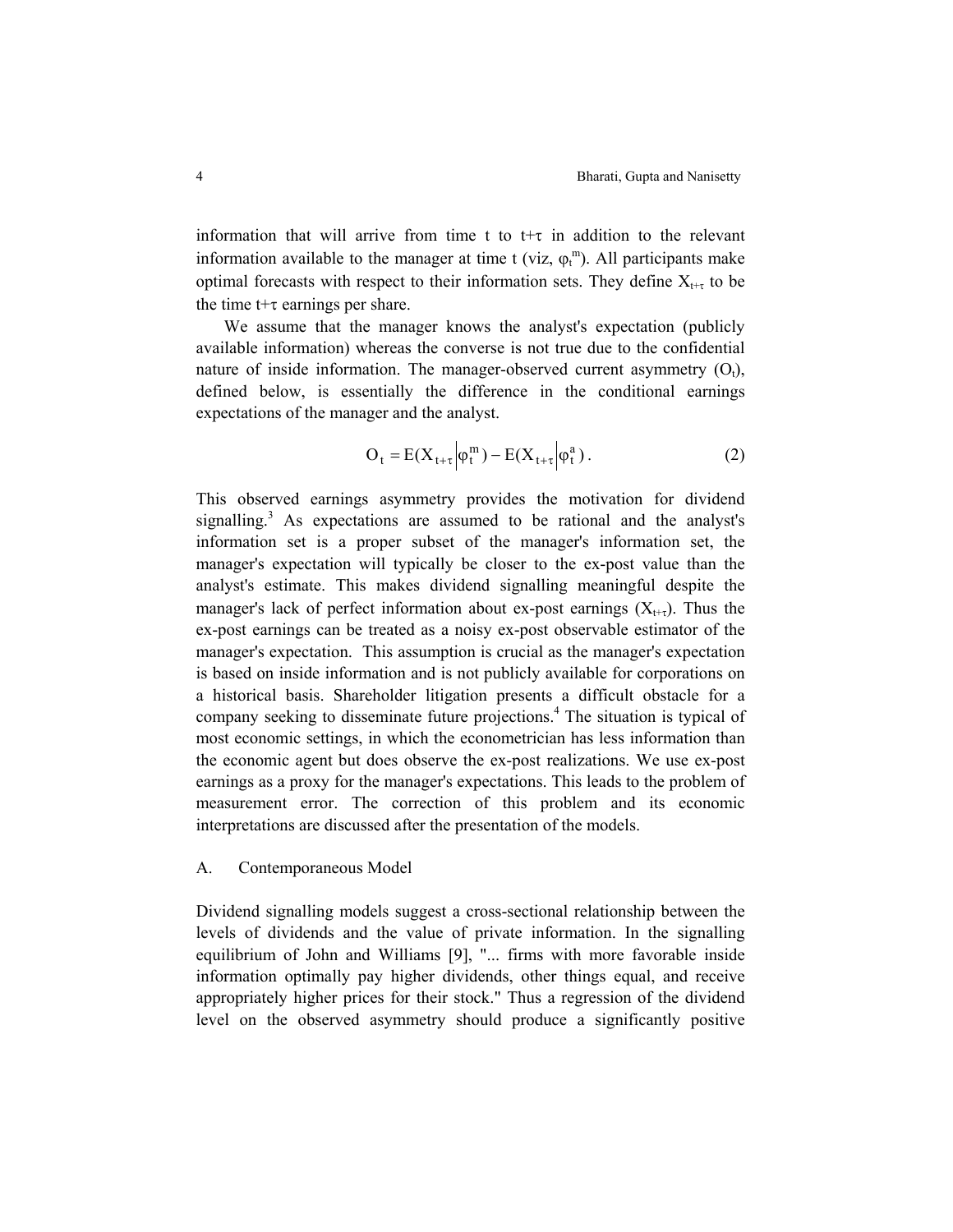information that will arrive from time t to t+$\tau$ in addition to the relevant information available to the manager at time t (viz, $\varphi_t^m$). All participants make optimal forecasts with respect to their information sets. They define $X_{t+\tau}$ to be the time t+$\tau$ earnings per share.

We assume that the manager knows the analyst's expectation (publicly available information) whereas the converse is not true due to the confidential nature of inside information. The manager-observed current asymmetry ($O_t$), defined below, is essentially the difference in the conditional earnings expectations of the manager and the analyst.

$$O_t = E(X_{t+\tau} \mid \varphi_t^m) - E(X_{t+\tau} \mid \varphi_t^a) . \tag{2}$$

This observed earnings asymmetry provides the motivation for dividend signalling.[3] As expectations are assumed to be rational and the analyst's information set is a proper subset of the manager's information set, the manager's expectation will typically be closer to the ex-post value than the analyst's estimate. This makes dividend signalling meaningful despite the manager's lack of perfect information about ex-post earnings ($X_{t+\tau}$). Thus the ex-post earnings can be treated as a noisy ex-post observable estimator of the manager's expectation. This assumption is crucial as the manager's expectation is based on inside information and is not publicly available for corporations on a historical basis. Shareholder litigation presents a difficult obstacle for a company seeking to disseminate future projections.[4] The situation is typical of most economic settings, in which the econometrician has less information than the economic agent but does observe the ex-post realizations. We use ex-post earnings as a proxy for the manager's expectations. This leads to the problem of measurement error. The correction of this problem and its economic interpretations are discussed after the presentation of the models.

## A. Contemporaneous Model

Dividend signalling models suggest a cross-sectional relationship between the levels of dividends and the value of private information. In the signalling equilibrium of John and Williams [9], "... firms with more favorable inside information optimally pay higher dividends, other things equal, and receive appropriately higher prices for their stock." Thus a regression of the dividend level on the observed asymmetry should produce a significantly positive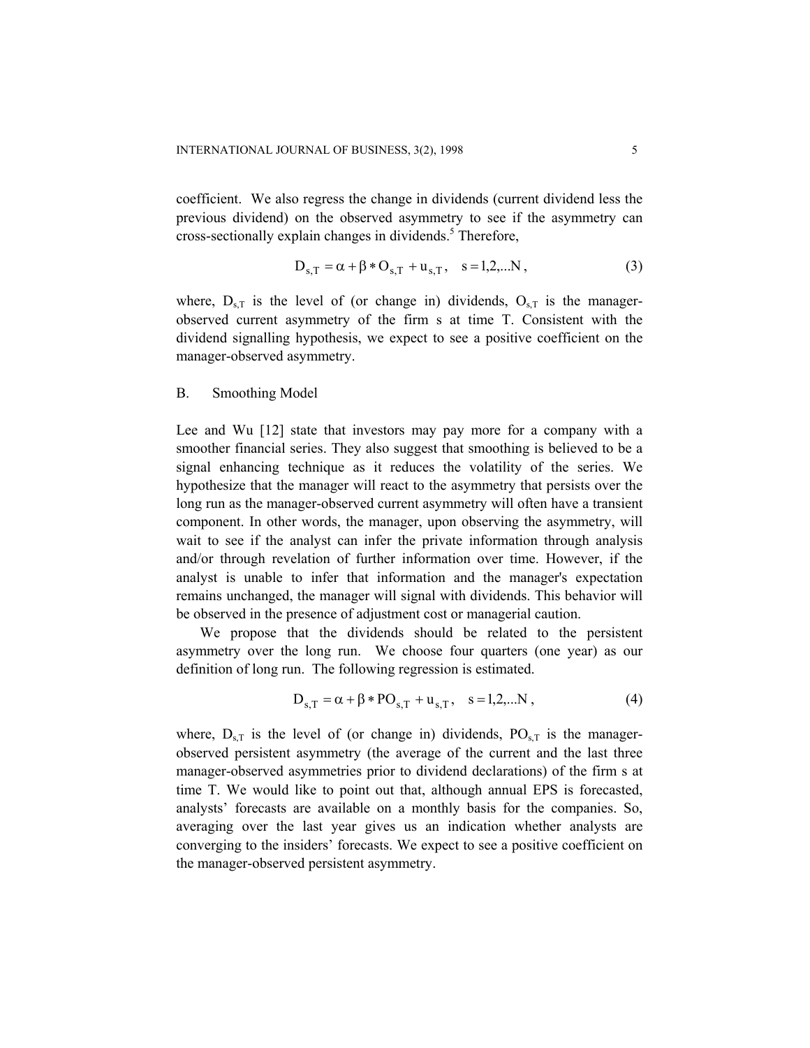coefficient. We also regress the change in dividends (current dividend less the previous dividend) on the observed asymmetry to see if the asymmetry can cross-sectionally explain changes in dividends.[5] Therefore,

$$D_{s,T} = \alpha + \beta * O_{s,T} + u_{s,T}, \quad s = 1,2,...N, \tag{3}$$

where, $D_{s,T}$ is the level of (or change in) dividends, $O_{s,T}$ is the manager-observed current asymmetry of the firm s at time T. Consistent with the dividend signalling hypothesis, we expect to see a positive coefficient on the manager-observed asymmetry.

## B. Smoothing Model

Lee and Wu [12] state that investors may pay more for a company with a smoother financial series. They also suggest that smoothing is believed to be a signal enhancing technique as it reduces the volatility of the series. We hypothesize that the manager will react to the asymmetry that persists over the long run as the manager-observed current asymmetry will often have a transient component. In other words, the manager, upon observing the asymmetry, will wait to see if the analyst can infer the private information through analysis and/or through revelation of further information over time. However, if the analyst is unable to infer that information and the manager's expectation remains unchanged, the manager will signal with dividends. This behavior will be observed in the presence of adjustment cost or managerial caution.

We propose that the dividends should be related to the persistent asymmetry over the long run. We choose four quarters (one year) as our definition of long run. The following regression is estimated.

$$D_{s,T} = \alpha + \beta * PO_{s,T} + u_{s,T}, \quad s = 1,2,...N, \tag{4}$$

where, $D_{s,T}$ is the level of (or change in) dividends, $PO_{s,T}$ is the manager-observed persistent asymmetry (the average of the current and the last three manager-observed asymmetries prior to dividend declarations) of the firm s at time T. We would like to point out that, although annual EPS is forecasted, analysts' forecasts are available on a monthly basis for the companies. So, averaging over the last year gives us an indication whether analysts are converging to the insiders' forecasts. We expect to see a positive coefficient on the manager-observed persistent asymmetry.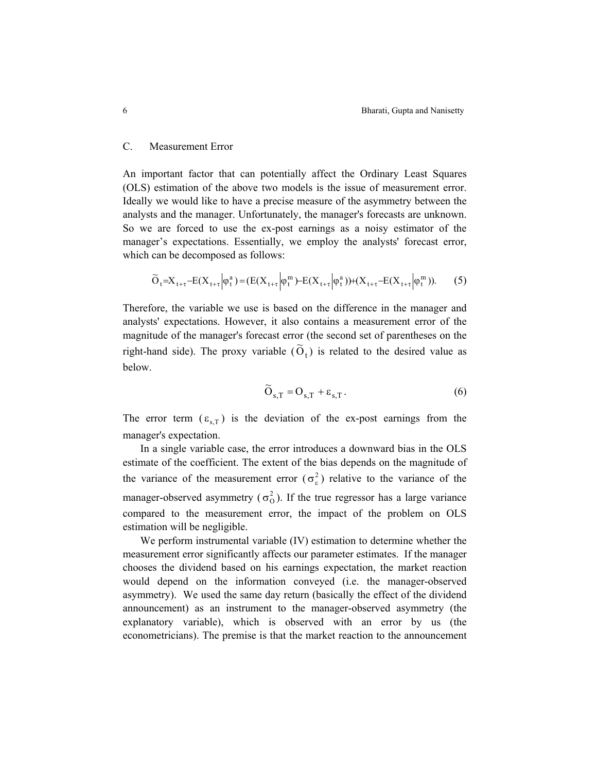### C. Measurement Error

An important factor that can potentially affect the Ordinary Least Squares (OLS) estimation of the above two models is the issue of measurement error. Ideally we would like to have a precise measure of the asymmetry between the analysts and the manager. Unfortunately, the manager's forecasts are unknown. So we are forced to use the ex-post earnings as a noisy estimator of the manager's expectations. Essentially, we employ the analysts' forecast error, which can be decomposed as follows:

$$\tilde{O}_t = X_{t+\tau} - E(X_{t+\tau} \mid \varphi_t^a) = (E(X_{t+\tau} \mid \varphi_t^m) - E(X_{t+\tau} \mid \varphi_t^a)) + (X_{t+\tau} - E(X_{t+\tau} \mid \varphi_t^m)). \tag{5}$$

Therefore, the variable we use is based on the difference in the manager and analysts' expectations. However, it also contains a measurement error of the magnitude of the manager's forecast error (the second set of parentheses on the right-hand side). The proxy variable ($\tilde{O}_t$) is related to the desired value as below.

$$\tilde{O}_{s,T} = O_{s,T} + \varepsilon_{s,T}. \tag{6}$$

The error term ($\varepsilon_{s,T}$) is the deviation of the ex-post earnings from the manager's expectation.

In a single variable case, the error introduces a downward bias in the OLS estimate of the coefficient. The extent of the bias depends on the magnitude of the variance of the measurement error ($\sigma_\varepsilon^2$) relative to the variance of the manager-observed asymmetry ($\sigma_O^2$). If the true regressor has a large variance compared to the measurement error, the impact of the problem on OLS estimation will be negligible.

We perform instrumental variable (IV) estimation to determine whether the measurement error significantly affects our parameter estimates. If the manager chooses the dividend based on his earnings expectation, the market reaction would depend on the information conveyed (i.e. the manager-observed asymmetry). We used the same day return (basically the effect of the dividend announcement) as an instrument to the manager-observed asymmetry (the explanatory variable), which is observed with an error by us (the econometricians). The premise is that the market reaction to the announcement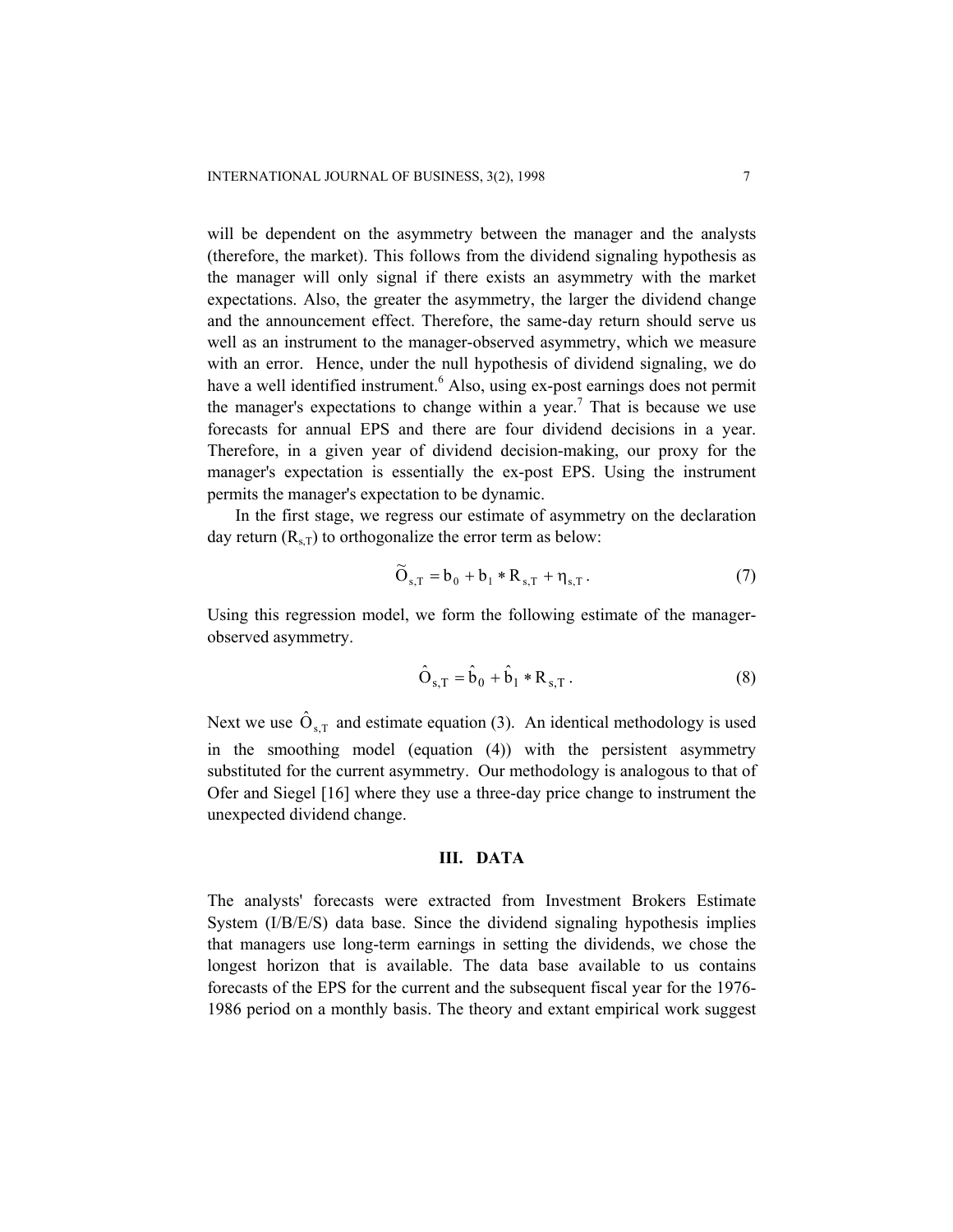will be dependent on the asymmetry between the manager and the analysts (therefore, the market). This follows from the dividend signaling hypothesis as the manager will only signal if there exists an asymmetry with the market expectations. Also, the greater the asymmetry, the larger the dividend change and the announcement effect. Therefore, the same-day return should serve us well as an instrument to the manager-observed asymmetry, which we measure with an error. Hence, under the null hypothesis of dividend signaling, we do have a well identified instrument.[6] Also, using ex-post earnings does not permit the manager's expectations to change within a year.[7] That is because we use forecasts for annual EPS and there are four dividend decisions in a year. Therefore, in a given year of dividend decision-making, our proxy for the manager's expectation is essentially the ex-post EPS. Using the instrument permits the manager's expectation to be dynamic.

In the first stage, we regress our estimate of asymmetry on the declaration day return ($R_{s,T}$) to orthogonalize the error term as below:

$$\widetilde{O}_{s,T} = b_0 + b_1 * R_{s,T} + \eta_{s,T} . \tag{7}$$

Using this regression model, we form the following estimate of the manager-observed asymmetry.

$$\hat{O}_{s,T} = \hat{b}_0 + \hat{b}_1 * R_{s,T} . \tag{8}$$

Next we use $\hat{O}_{s,T}$ and estimate equation (3). An identical methodology is used in the smoothing model (equation (4)) with the persistent asymmetry substituted for the current asymmetry. Our methodology is analogous to that of Ofer and Siegel [16] where they use a three-day price change to instrument the unexpected dividend change.

## III. DATA

The analysts' forecasts were extracted from Investment Brokers Estimate System (I/B/E/S) data base. Since the dividend signaling hypothesis implies that managers use long-term earnings in setting the dividends, we chose the longest horizon that is available. The data base available to us contains forecasts of the EPS for the current and the subsequent fiscal year for the 1976-1986 period on a monthly basis. The theory and extant empirical work suggest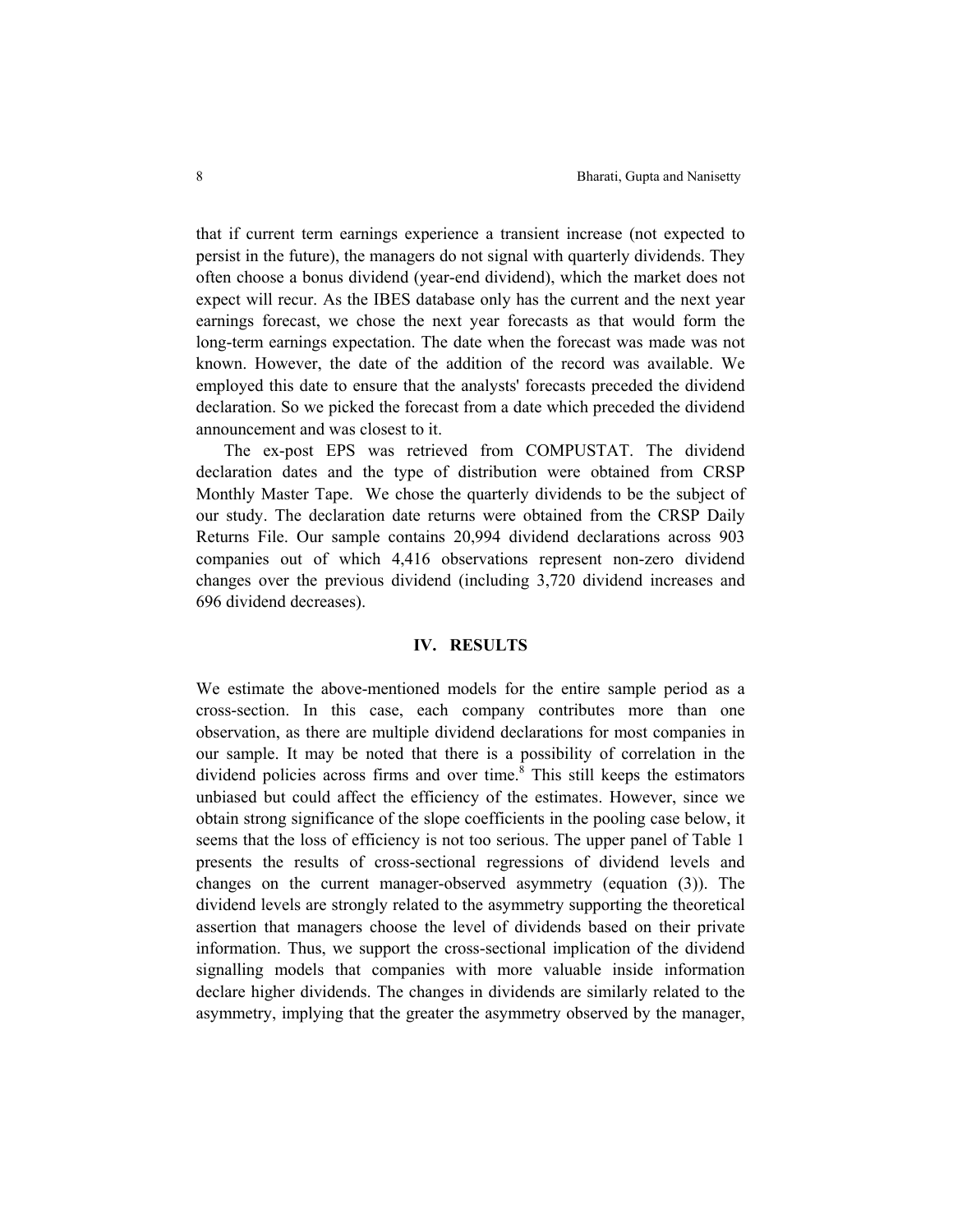that if current term earnings experience a transient increase (not expected to persist in the future), the managers do not signal with quarterly dividends. They often choose a bonus dividend (year-end dividend), which the market does not expect will recur. As the IBES database only has the current and the next year earnings forecast, we chose the next year forecasts as that would form the long-term earnings expectation. The date when the forecast was made was not known. However, the date of the addition of the record was available. We employed this date to ensure that the analysts' forecasts preceded the dividend declaration. So we picked the forecast from a date which preceded the dividend announcement and was closest to it.

The ex-post EPS was retrieved from COMPUSTAT. The dividend declaration dates and the type of distribution were obtained from CRSP Monthly Master Tape. We chose the quarterly dividends to be the subject of our study. The declaration date returns were obtained from the CRSP Daily Returns File. Our sample contains 20,994 dividend declarations across 903 companies out of which 4,416 observations represent non-zero dividend changes over the previous dividend (including 3,720 dividend increases and 696 dividend decreases).

## IV. RESULTS

We estimate the above-mentioned models for the entire sample period as a cross-section. In this case, each company contributes more than one observation, as there are multiple dividend declarations for most companies in our sample. It may be noted that there is a possibility of correlation in the dividend policies across firms and over time.[8] This still keeps the estimators unbiased but could affect the efficiency of the estimates. However, since we obtain strong significance of the slope coefficients in the pooling case below, it seems that the loss of efficiency is not too serious. The upper panel of Table 1 presents the results of cross-sectional regressions of dividend levels and changes on the current manager-observed asymmetry (equation (3)). The dividend levels are strongly related to the asymmetry supporting the theoretical assertion that managers choose the level of dividends based on their private information. Thus, we support the cross-sectional implication of the dividend signalling models that companies with more valuable inside information declare higher dividends. The changes in dividends are similarly related to the asymmetry, implying that the greater the asymmetry observed by the manager,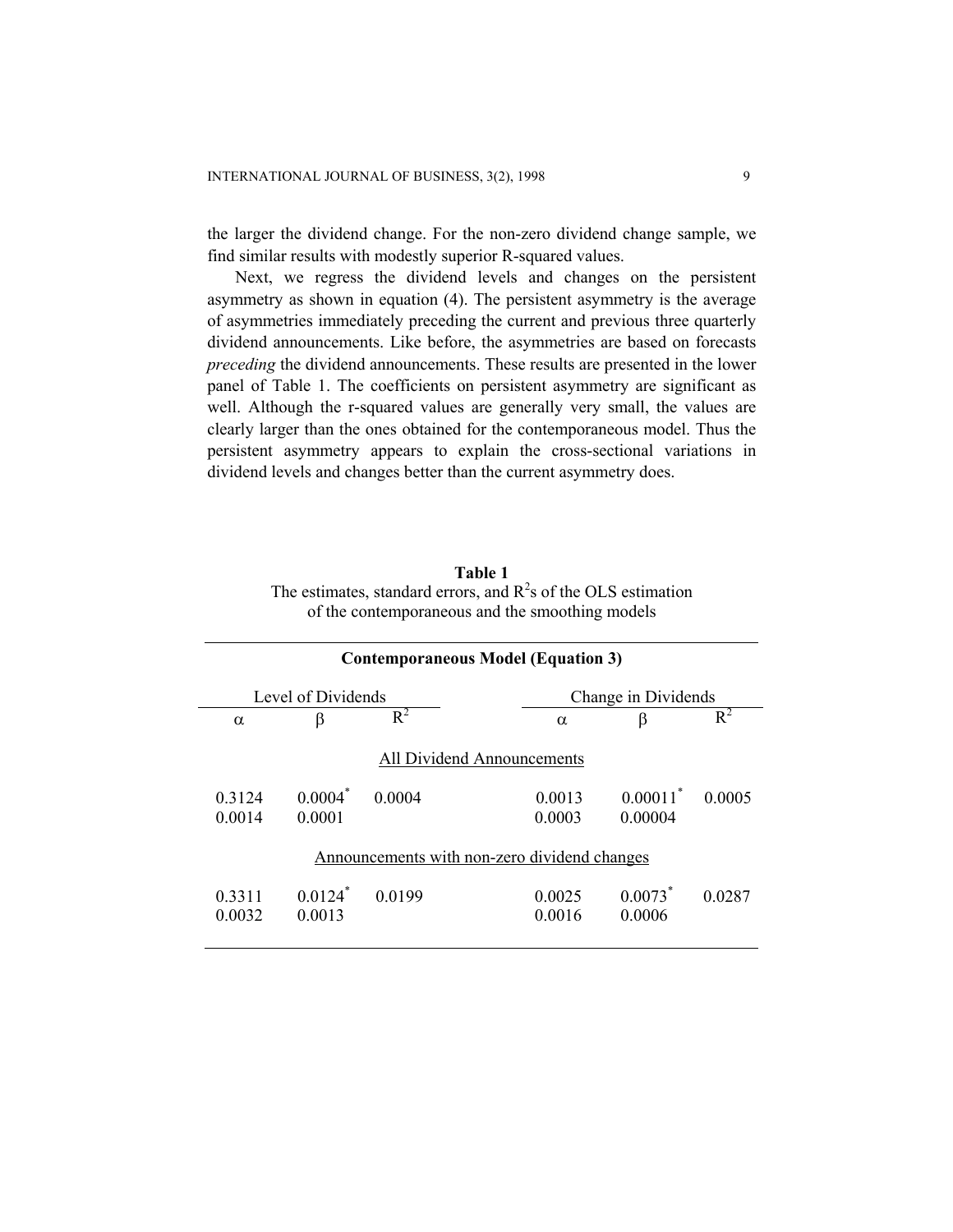the larger the dividend change. For the non-zero dividend change sample, we find similar results with modestly superior R-squared values.

Next, we regress the dividend levels and changes on the persistent asymmetry as shown in equation (4). The persistent asymmetry is the average of asymmetries immediately preceding the current and previous three quarterly dividend announcements. Like before, the asymmetries are based on forecasts *preceding* the dividend announcements. These results are presented in the lower panel of Table 1. The coefficients on persistent asymmetry are significant as well. Although the r-squared values are generally very small, the values are clearly larger than the ones obtained for the contemporaneous model. Thus the persistent asymmetry appears to explain the cross-sectional variations in dividend levels and changes better than the current asymmetry does.

**Table 1**
The estimates, standard errors, and $R^2$s of the OLS estimation of the contemporaneous and the smoothing models

**Contemporaneous Model (Equation 3)**

| Level of Dividends | | | | Change in Dividends | | |
|---|---|---|---|---|---|---|
| $\alpha$ | $\beta$ | $R^2$ | | $\alpha$ | $\beta$ | $R^2$ |
| | | | All Dividend Announcements | | | |
| 0.3124 | 0.0004* | 0.0004 | | 0.0013 | 0.00011* | 0.0005 |
| 0.0014 | 0.0001 | | | 0.0003 | 0.00004 | |
| | | | Announcements with non-zero dividend changes | | | |
| 0.3311 | 0.0124* | 0.0199 | | 0.0025 | 0.0073* | 0.0287 |
| 0.0032 | 0.0013 | | | 0.0016 | 0.0006 | |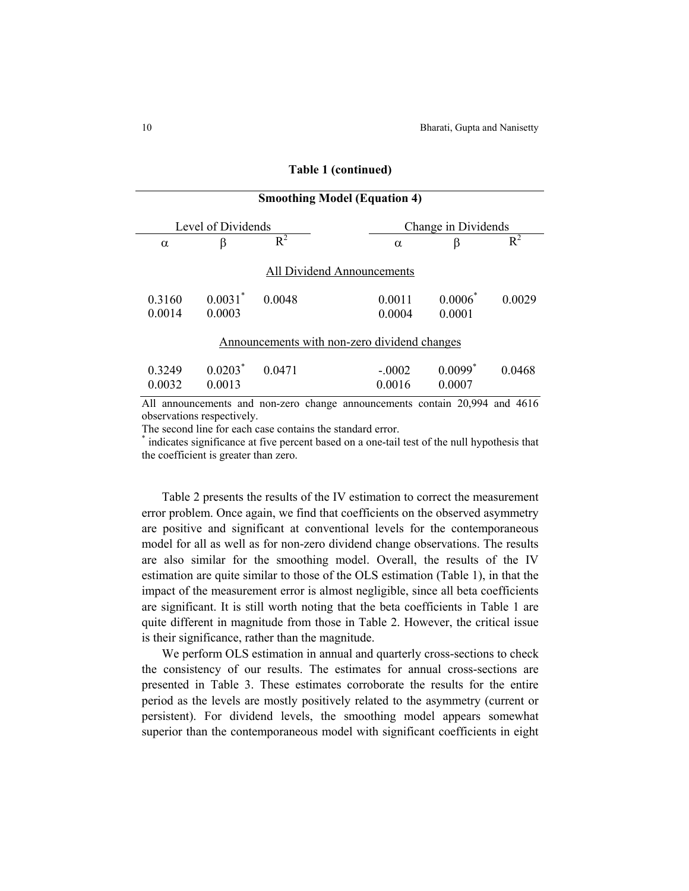**Table 1 (continued)**

**Smoothing Model (Equation 4)**

| Level of Dividends | | | | Change in Dividends | | |
|---|---|---|---|---|---|---|
| $\alpha$ | $\beta$ | $R^2$ | | $\alpha$ | $\beta$ | $R^2$ |
| | | | All Dividend Announcements | | | |
| 0.3160 | 0.0031* | 0.0048 | | 0.0011 | 0.0006* | 0.0029 |
| 0.0014 | 0.0003 | | | 0.0004 | 0.0001 | |
| | | | Announcements with non-zero dividend changes | | | |
| 0.3249 | 0.0203* | 0.0471 | | -.0002 | 0.0099* | 0.0468 |
| 0.0032 | 0.0013 | | | 0.0016 | 0.0007 | |

All announcements and non-zero change announcements contain 20,994 and 4616 observations respectively.
The second line for each case contains the standard error.
\* indicates significance at five percent based on a one-tail test of the null hypothesis that the coefficient is greater than zero.

Table 2 presents the results of the IV estimation to correct the measurement error problem. Once again, we find that coefficients on the observed asymmetry are positive and significant at conventional levels for the contemporaneous model for all as well as for non-zero dividend change observations. The results are also similar for the smoothing model. Overall, the results of the IV estimation are quite similar to those of the OLS estimation (Table 1), in that the impact of the measurement error is almost negligible, since all beta coefficients are significant. It is still worth noting that the beta coefficients in Table 1 are quite different in magnitude from those in Table 2. However, the critical issue is their significance, rather than the magnitude.

We perform OLS estimation in annual and quarterly cross-sections to check the consistency of our results. The estimates for annual cross-sections are presented in Table 3. These estimates corroborate the results for the entire period as the levels are mostly positively related to the asymmetry (current or persistent). For dividend levels, the smoothing model appears somewhat superior than the contemporaneous model with significant coefficients in eight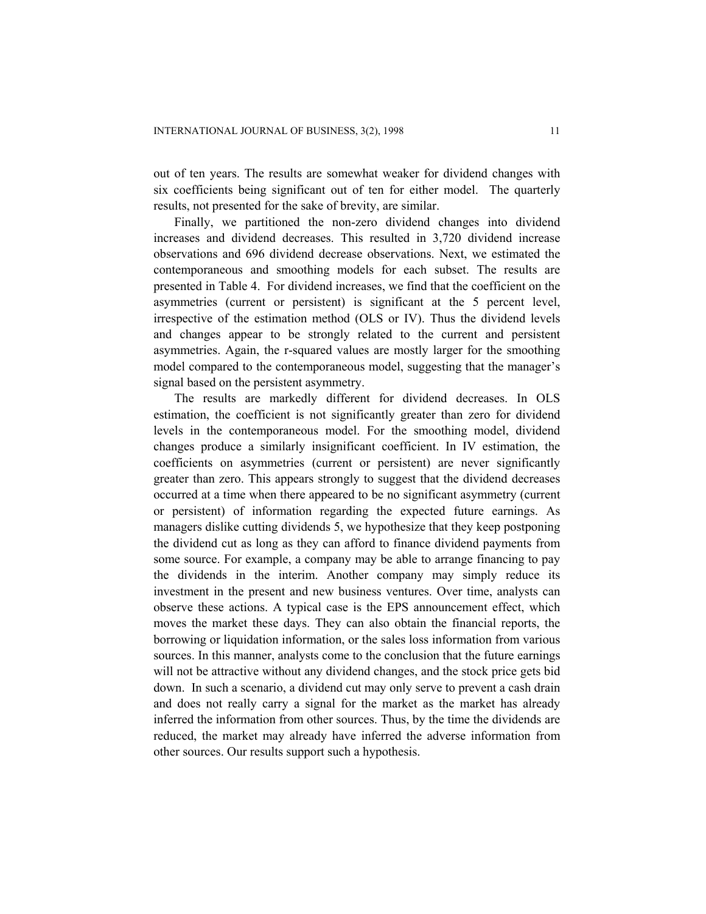out of ten years. The results are somewhat weaker for dividend changes with six coefficients being significant out of ten for either model. The quarterly results, not presented for the sake of brevity, are similar.

Finally, we partitioned the non-zero dividend changes into dividend increases and dividend decreases. This resulted in 3,720 dividend increase observations and 696 dividend decrease observations. Next, we estimated the contemporaneous and smoothing models for each subset. The results are presented in Table 4. For dividend increases, we find that the coefficient on the asymmetries (current or persistent) is significant at the 5 percent level, irrespective of the estimation method (OLS or IV). Thus the dividend levels and changes appear to be strongly related to the current and persistent asymmetries. Again, the r-squared values are mostly larger for the smoothing model compared to the contemporaneous model, suggesting that the manager's signal based on the persistent asymmetry.

The results are markedly different for dividend decreases. In OLS estimation, the coefficient is not significantly greater than zero for dividend levels in the contemporaneous model. For the smoothing model, dividend changes produce a similarly insignificant coefficient. In IV estimation, the coefficients on asymmetries (current or persistent) are never significantly greater than zero. This appears strongly to suggest that the dividend decreases occurred at a time when there appeared to be no significant asymmetry (current or persistent) of information regarding the expected future earnings. As managers dislike cutting dividends 5, we hypothesize that they keep postponing the dividend cut as long as they can afford to finance dividend payments from some source. For example, a company may be able to arrange financing to pay the dividends in the interim. Another company may simply reduce its investment in the present and new business ventures. Over time, analysts can observe these actions. A typical case is the EPS announcement effect, which moves the market these days. They can also obtain the financial reports, the borrowing or liquidation information, or the sales loss information from various sources. In this manner, analysts come to the conclusion that the future earnings will not be attractive without any dividend changes, and the stock price gets bid down. In such a scenario, a dividend cut may only serve to prevent a cash drain and does not really carry a signal for the market as the market has already inferred the information from other sources. Thus, by the time the dividends are reduced, the market may already have inferred the adverse information from other sources. Our results support such a hypothesis.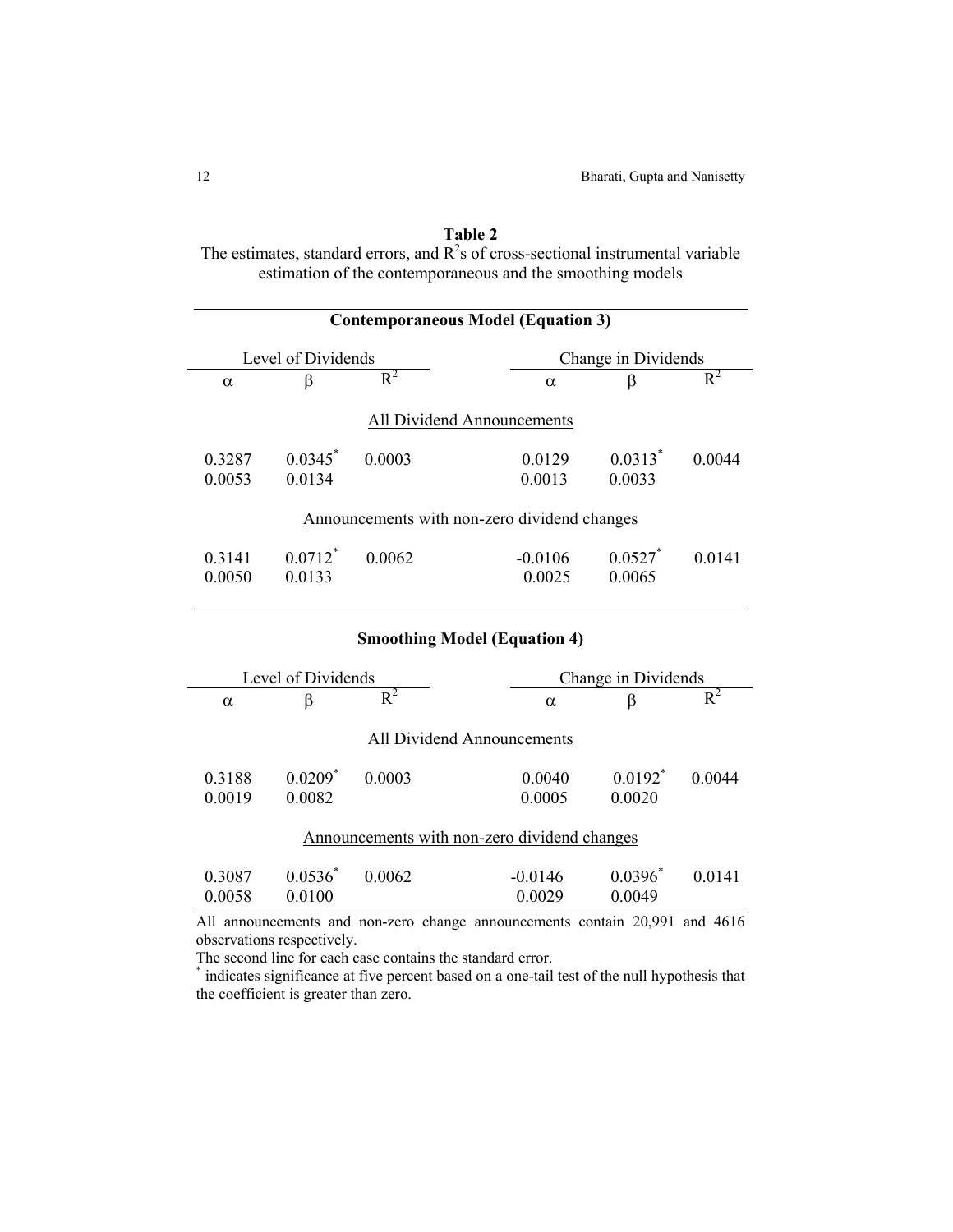**Table 2**

The estimates, standard errors, and $R^2$s of cross-sectional instrumental variable estimation of the contemporaneous and the smoothing models

**Contemporaneous Model (Equation 3)**

| Level of Dividends | | | | Change in Dividends | | |
|---|---|---|---|---|---|---|
| $\alpha$ | $\beta$ | $R^2$ | | $\alpha$ | $\beta$ | $R^2$ |
| | | | All Dividend Announcements | | | |
| 0.3287 | 0.0345* | 0.0003 | | 0.0129 | 0.0313* | 0.0044 |
| 0.0053 | 0.0134 | | | 0.0013 | 0.0033 | |
| | | | Announcements with non-zero dividend changes | | | |
| 0.3141 | 0.0712* | 0.0062 | | -0.0106 | 0.0527* | 0.0141 |
| 0.0050 | 0.0133 | | | 0.0025 | 0.0065 | |

**Smoothing Model (Equation 4)**

| Level of Dividends | | | | Change in Dividends | | |
|---|---|---|---|---|---|---|
| $\alpha$ | $\beta$ | $R^2$ | | $\alpha$ | $\beta$ | $R^2$ |
| | | | All Dividend Announcements | | | |
| 0.3188 | 0.0209* | 0.0003 | | 0.0040 | 0.0192* | 0.0044 |
| 0.0019 | 0.0082 | | | 0.0005 | 0.0020 | |
| | | | Announcements with non-zero dividend changes | | | |
| 0.3087 | 0.0536* | 0.0062 | | -0.0146 | 0.0396* | 0.0141 |
| 0.0058 | 0.0100 | | | 0.0029 | 0.0049 | |

All announcements and non-zero change announcements contain 20,991 and 4616 observations respectively.

The second line for each case contains the standard error.

\* indicates significance at five percent based on a one-tail test of the null hypothesis that the coefficient is greater than zero.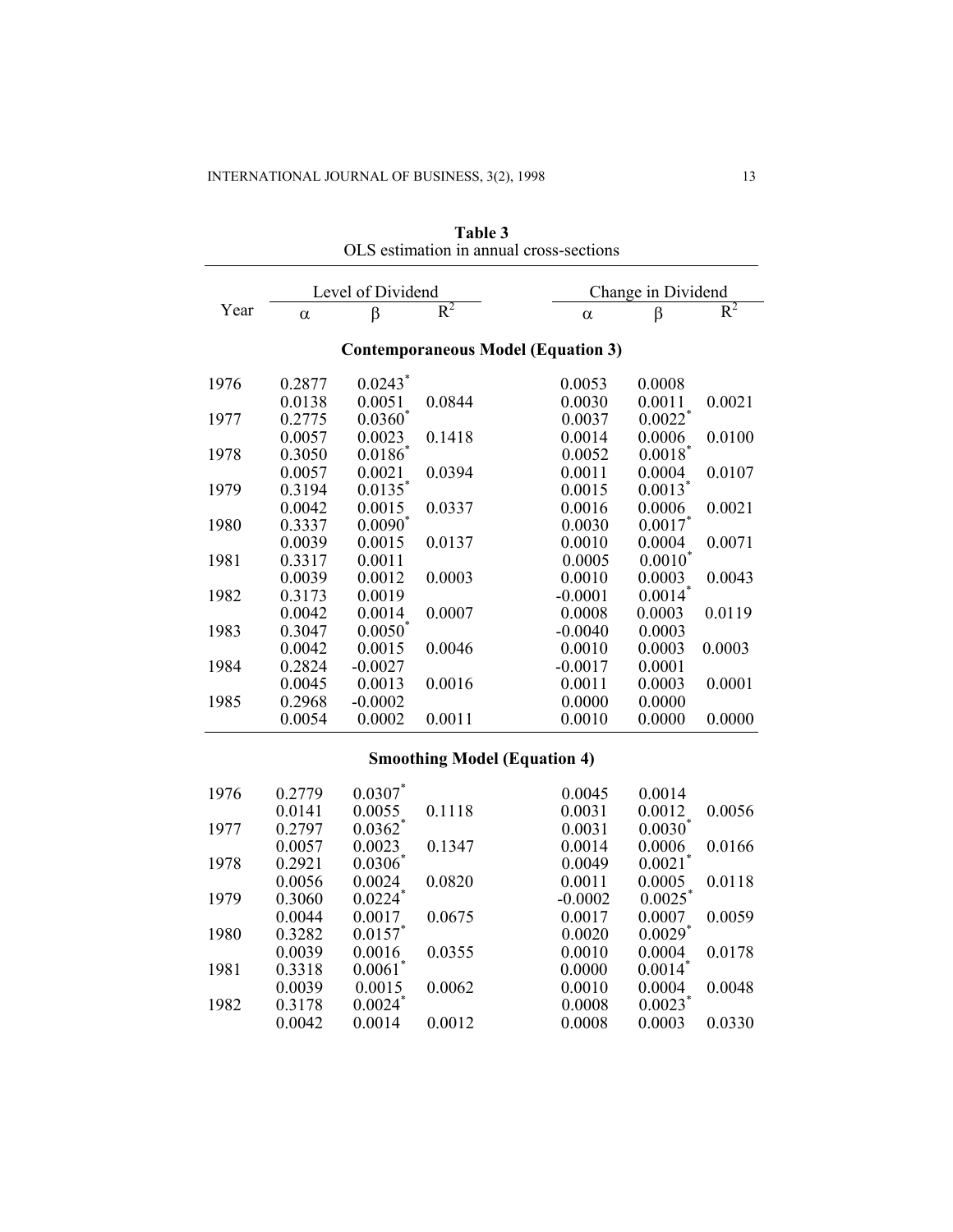**Table 3**
OLS estimation in annual cross-sections

| Year | Level of Dividend | | | Change in Dividend | | |
|---|---|---|---|---|---|---|
| | $\alpha$ | $\beta$ | $R^2$ | $\alpha$ | $\beta$ | $R^2$ |
| **Contemporaneous Model (Equation 3)** | | | | | | |
| 1976 | 0.2877 | 0.0243* | | 0.0053 | 0.0008 | |
| | 0.0138 | 0.0051 | 0.0844 | 0.0030 | 0.0011 | 0.0021 |
| 1977 | 0.2775 | 0.0360* | | 0.0037 | 0.0022* | |
| | 0.0057 | 0.0023 | 0.1418 | 0.0014 | 0.0006 | 0.0100 |
| 1978 | 0.3050 | 0.0186* | | 0.0052 | 0.0018* | |
| | 0.0057 | 0.0021 | 0.0394 | 0.0011 | 0.0004 | 0.0107 |
| 1979 | 0.3194 | 0.0135* | | 0.0015 | 0.0013* | |
| | 0.0042 | 0.0015 | 0.0337 | 0.0016 | 0.0006 | 0.0021 |
| 1980 | 0.3337 | 0.0090* | | 0.0030 | 0.0017* | |
| | 0.0039 | 0.0015 | 0.0137 | 0.0010 | 0.0004 | 0.0071 |
| 1981 | 0.3317 | 0.0011 | | 0.0005 | 0.0010* | |
| | 0.0039 | 0.0012 | 0.0003 | 0.0010 | 0.0003 | 0.0043 |
| 1982 | 0.3173 | 0.0019 | | -0.0001 | 0.0014* | |
| | 0.0042 | 0.0014 | 0.0007 | 0.0008 | 0.0003 | 0.0119 |
| 1983 | 0.3047 | 0.0050* | | -0.0040 | 0.0003 | |
| | 0.0042 | 0.0015 | 0.0046 | 0.0010 | 0.0003 | 0.0003 |
| 1984 | 0.2824 | -0.0027 | | -0.0017 | 0.0001 | |
| | 0.0045 | 0.0013 | 0.0016 | 0.0011 | 0.0003 | 0.0001 |
| 1985 | 0.2968 | -0.0002 | | 0.0000 | 0.0000 | |
| | 0.0054 | 0.0002 | 0.0011 | 0.0010 | 0.0000 | 0.0000 |
| **Smoothing Model (Equation 4)** | | | | | | |
| 1976 | 0.2779 | 0.0307* | | 0.0045 | 0.0014 | |
| | 0.0141 | 0.0055 | 0.1118 | 0.0031 | 0.0012 | 0.0056 |
| 1977 | 0.2797 | 0.0362* | | 0.0031 | 0.0030* | |
| | 0.0057 | 0.0023 | 0.1347 | 0.0014 | 0.0006 | 0.0166 |
| 1978 | 0.2921 | 0.0306* | | 0.0049 | 0.0021* | |
| | 0.0056 | 0.0024 | 0.0820 | 0.0011 | 0.0005 | 0.0118 |
| 1979 | 0.3060 | 0.0224* | | -0.0002 | 0.0025* | |
| | 0.0044 | 0.0017 | 0.0675 | 0.0017 | 0.0007 | 0.0059 |
| 1980 | 0.3282 | 0.0157* | | 0.0020 | 0.0029* | |
| | 0.0039 | 0.0016 | 0.0355 | 0.0010 | 0.0004 | 0.0178 |
| 1981 | 0.3318 | 0.0061* | | 0.0000 | 0.0014* | |
| | 0.0039 | 0.0015 | 0.0062 | 0.0010 | 0.0004 | 0.0048 |
| 1982 | 0.3178 | 0.0024* | | 0.0008 | 0.0023* | |
| | 0.0042 | 0.0014 | 0.0012 | 0.0008 | 0.0003 | 0.0330 |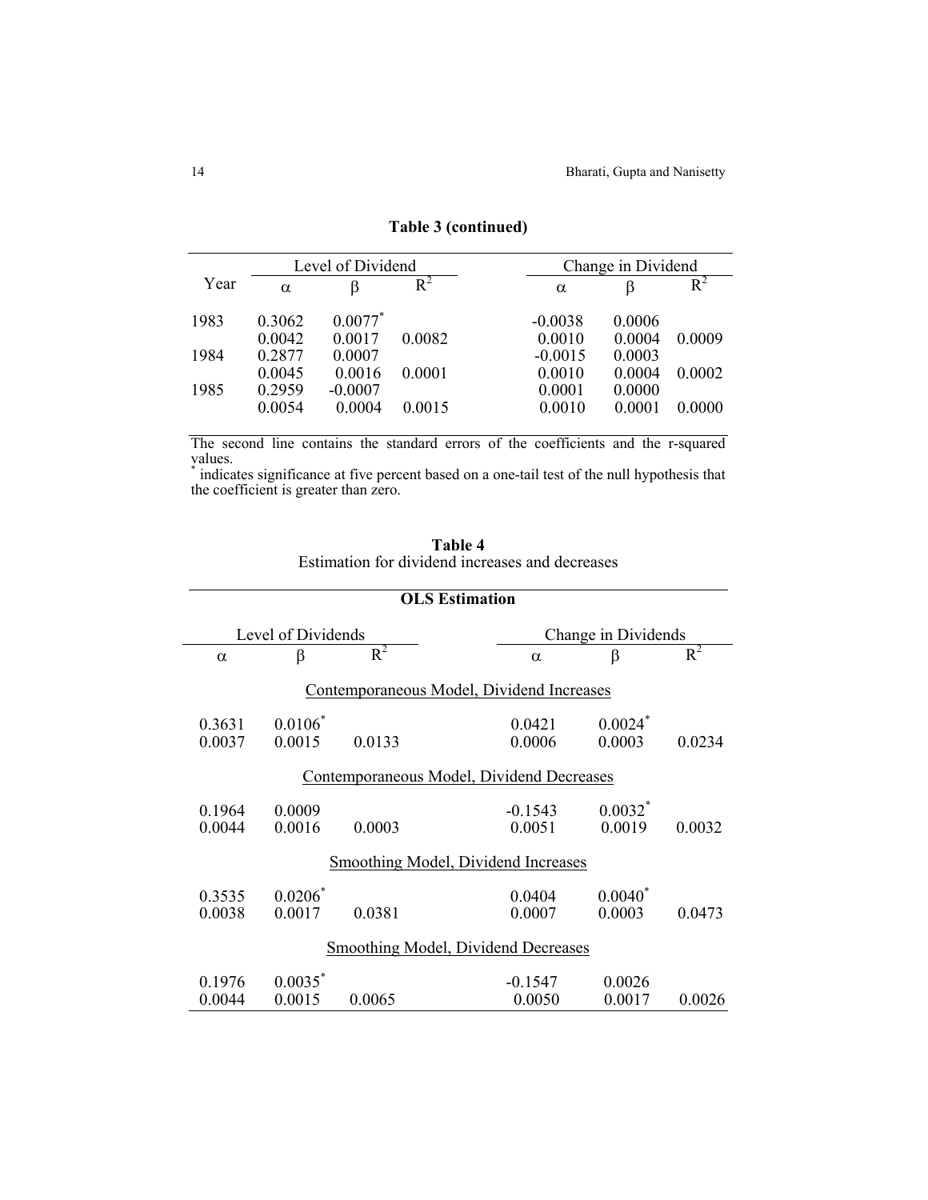**Table 3 (continued)**

| Year | Level of Dividend | | | Change in Dividend | | |
|---|---|---|---|---|---|---|
| | α | β | $R^2$ | α | β | $R^2$ |
| 1983 | 0.3062 | 0.0077* | | -0.0038 | 0.0006 | |
| | 0.0042 | 0.0017 | 0.0082 | 0.0010 | 0.0004 | 0.0009 |
| 1984 | 0.2877 | 0.0007 | | -0.0015 | 0.0003 | |
| | 0.0045 | 0.0016 | 0.0001 | 0.0010 | 0.0004 | 0.0002 |
| 1985 | 0.2959 | -0.0007 | | 0.0001 | 0.0000 | |
| | 0.0054 | 0.0004 | 0.0015 | 0.0010 | 0.0001 | 0.0000 |

The second line contains the standard errors of the coefficients and the r-squared values.
* indicates significance at five percent based on a one-tail test of the null hypothesis that the coefficient is greater than zero.

**Table 4**
Estimation for dividend increases and decreases

| OLS Estimation | | | | | |
|---|---|---|---|---|---|
| Level of Dividends | | | Change in Dividends | | |
| α | β | $R^2$ | α | β | $R^2$ |
| Contemporaneous Model, Dividend Increases | | | | | |
| 0.3631 | 0.0106* | | 0.0421 | 0.0024* | |
| 0.0037 | 0.0015 | 0.0133 | 0.0006 | 0.0003 | 0.0234 |
| Contemporaneous Model, Dividend Decreases | | | | | |
| 0.1964 | 0.0009 | | -0.1543 | 0.0032* | |
| 0.0044 | 0.0016 | 0.0003 | 0.0051 | 0.0019 | 0.0032 |
| Smoothing Model, Dividend Increases | | | | | |
| 0.3535 | 0.0206* | | 0.0404 | 0.0040* | |
| 0.0038 | 0.0017 | 0.0381 | 0.0007 | 0.0003 | 0.0473 |
| Smoothing Model, Dividend Decreases | | | | | |
| 0.1976 | 0.0035* | | -0.1547 | 0.0026 | |
| 0.0044 | 0.0015 | 0.0065 | 0.0050 | 0.0017 | 0.0026 |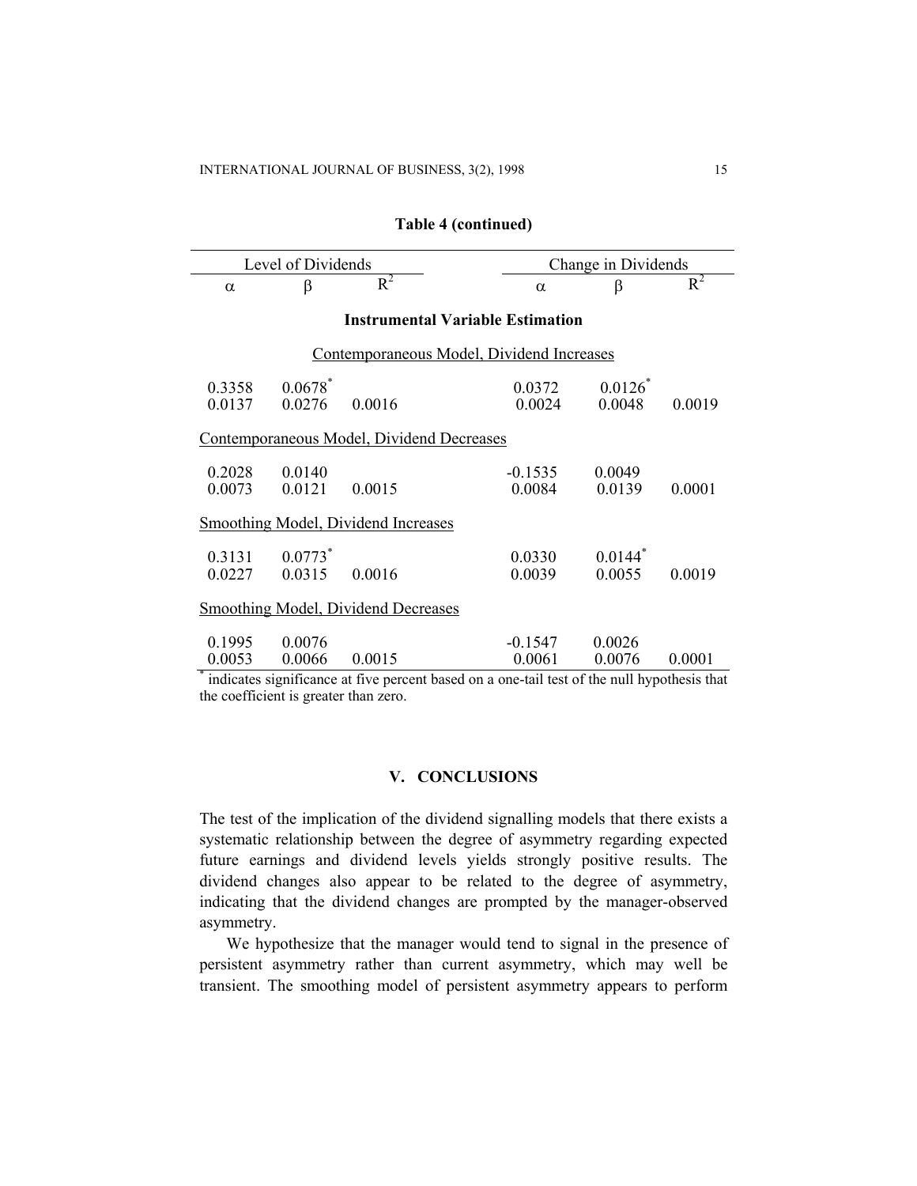**Table 4 (continued)**

| Level of Dividends | | | | Change in Dividends | | |
|---|---|---|---|---|---|---|
| $\alpha$ | $\beta$ | $R^2$ | | $\alpha$ | $\beta$ | $R^2$ |
| **Instrumental Variable Estimation** | | | | | | |
| Contemporaneous Model, Dividend Increases | | | | | | |
| 0.3358 | 0.0678* | | | 0.0372 | 0.0126* | |
| 0.0137 | 0.0276 | 0.0016 | | 0.0024 | 0.0048 | 0.0019 |
| Contemporaneous Model, Dividend Decreases | | | | | | |
| 0.2028 | 0.0140 | | | -0.1535 | 0.0049 | |
| 0.0073 | 0.0121 | 0.0015 | | 0.0084 | 0.0139 | 0.0001 |
| Smoothing Model, Dividend Increases | | | | | | |
| 0.3131 | 0.0773* | | | 0.0330 | 0.0144* | |
| 0.0227 | 0.0315 | 0.0016 | | 0.0039 | 0.0055 | 0.0019 |
| Smoothing Model, Dividend Decreases | | | | | | |
| 0.1995 | 0.0076 | | | -0.1547 | 0.0026 | |
| 0.0053 | 0.0066 | 0.0015 | | 0.0061 | 0.0076 | 0.0001 |

* indicates significance at five percent based on a one-tail test of the null hypothesis that the coefficient is greater than zero.

## V. CONCLUSIONS

The test of the implication of the dividend signalling models that there exists a systematic relationship between the degree of asymmetry regarding expected future earnings and dividend levels yields strongly positive results. The dividend changes also appear to be related to the degree of asymmetry, indicating that the dividend changes are prompted by the manager-observed asymmetry.

We hypothesize that the manager would tend to signal in the presence of persistent asymmetry rather than current asymmetry, which may well be transient. The smoothing model of persistent asymmetry appears to perform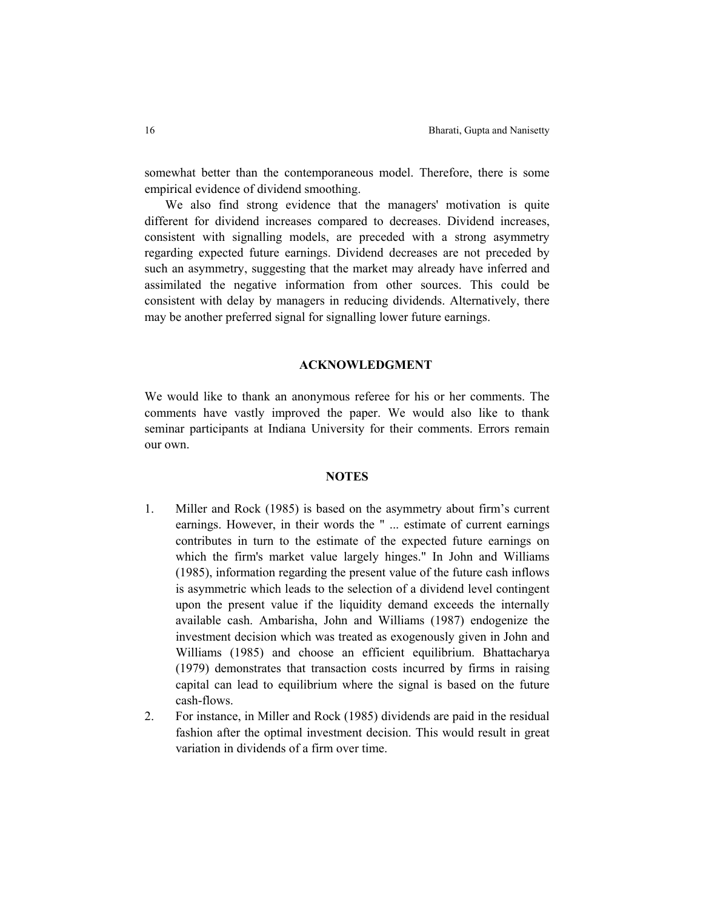somewhat better than the contemporaneous model. Therefore, there is some empirical evidence of dividend smoothing.

We also find strong evidence that the managers' motivation is quite different for dividend increases compared to decreases. Dividend increases, consistent with signalling models, are preceded with a strong asymmetry regarding expected future earnings. Dividend decreases are not preceded by such an asymmetry, suggesting that the market may already have inferred and assimilated the negative information from other sources. This could be consistent with delay by managers in reducing dividends. Alternatively, there may be another preferred signal for signalling lower future earnings.

## ACKNOWLEDGMENT

We would like to thank an anonymous referee for his or her comments. The comments have vastly improved the paper. We would also like to thank seminar participants at Indiana University for their comments. Errors remain our own.

## NOTES

1. Miller and Rock (1985) is based on the asymmetry about firm's current earnings. However, in their words the " ... estimate of current earnings contributes in turn to the estimate of the expected future earnings on which the firm's market value largely hinges." In John and Williams (1985), information regarding the present value of the future cash inflows is asymmetric which leads to the selection of a dividend level contingent upon the present value if the liquidity demand exceeds the internally available cash. Ambarisha, John and Williams (1987) endogenize the investment decision which was treated as exogenously given in John and Williams (1985) and choose an efficient equilibrium. Bhattacharya (1979) demonstrates that transaction costs incurred by firms in raising capital can lead to equilibrium where the signal is based on the future cash-flows.
2. For instance, in Miller and Rock (1985) dividends are paid in the residual fashion after the optimal investment decision. This would result in great variation in dividends of a firm over time.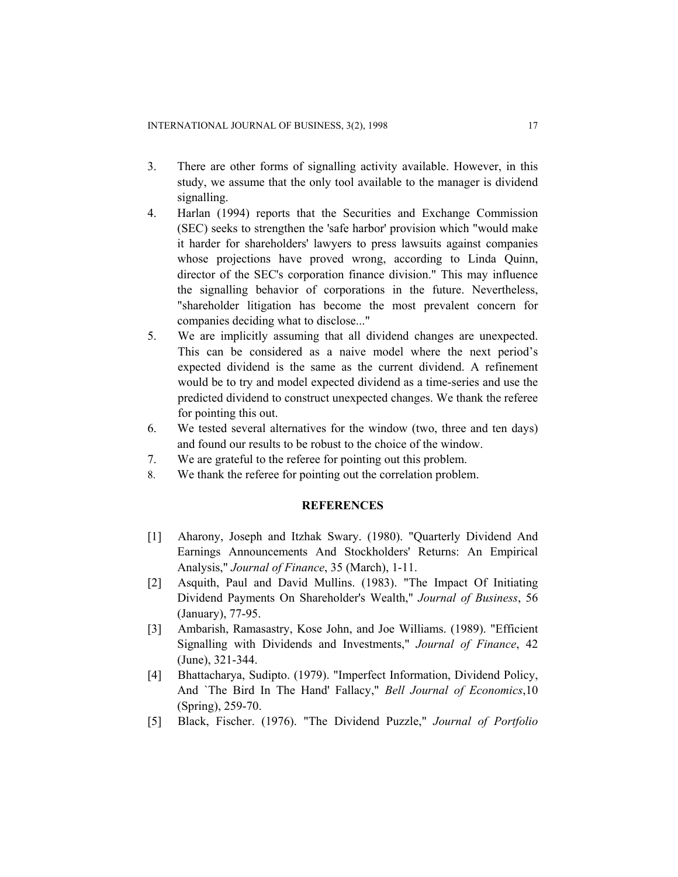3. There are other forms of signalling activity available. However, in this study, we assume that the only tool available to the manager is dividend signalling.
4. Harlan (1994) reports that the Securities and Exchange Commission (SEC) seeks to strengthen the 'safe harbor' provision which "would make it harder for shareholders' lawyers to press lawsuits against companies whose projections have proved wrong, according to Linda Quinn, director of the SEC's corporation finance division." This may influence the signalling behavior of corporations in the future. Nevertheless, "shareholder litigation has become the most prevalent concern for companies deciding what to disclose..."
5. We are implicitly assuming that all dividend changes are unexpected. This can be considered as a naive model where the next period's expected dividend is the same as the current dividend. A refinement would be to try and model expected dividend as a time-series and use the predicted dividend to construct unexpected changes. We thank the referee for pointing this out.
6. We tested several alternatives for the window (two, three and ten days) and found our results to be robust to the choice of the window.
7. We are grateful to the referee for pointing out this problem.
8. We thank the referee for pointing out the correlation problem.

## REFERENCES

[1] Aharony, Joseph and Itzhak Swary. (1980). "Quarterly Dividend And Earnings Announcements And Stockholders' Returns: An Empirical Analysis," *Journal of Finance*, 35 (March), 1-11.

[2] Asquith, Paul and David Mullins. (1983). "The Impact Of Initiating Dividend Payments On Shareholder's Wealth," *Journal of Business*, 56 (January), 77-95.

[3] Ambarish, Ramasastry, Kose John, and Joe Williams. (1989). "Efficient Signalling with Dividends and Investments," *Journal of Finance*, 42 (June), 321-344.

[4] Bhattacharya, Sudipto. (1979). "Imperfect Information, Dividend Policy, And `The Bird In The Hand' Fallacy," *Bell Journal of Economics*,10 (Spring), 259-70.

[5] Black, Fischer. (1976). "The Dividend Puzzle," *Journal of Portfolio*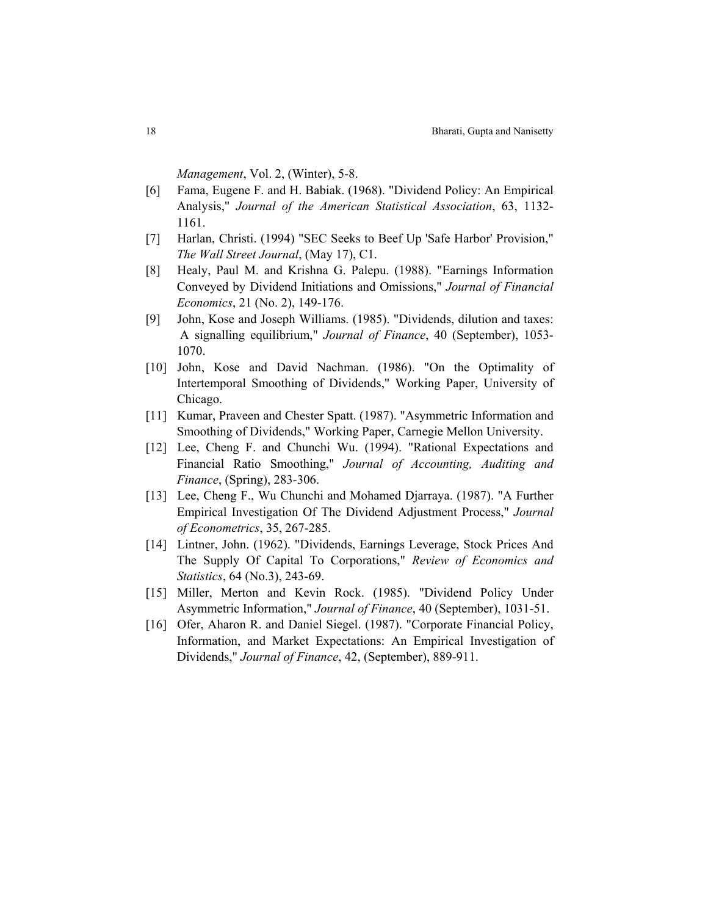*Management*, Vol. 2, (Winter), 5-8.

[6] Fama, Eugene F. and H. Babiak. (1968). "Dividend Policy: An Empirical Analysis," *Journal of the American Statistical Association*, 63, 1132-1161.

[7] Harlan, Christi. (1994) "SEC Seeks to Beef Up 'Safe Harbor' Provision," *The Wall Street Journal*, (May 17), C1.

[8] Healy, Paul M. and Krishna G. Palepu. (1988). "Earnings Information Conveyed by Dividend Initiations and Omissions," *Journal of Financial Economics*, 21 (No. 2), 149-176.

[9] John, Kose and Joseph Williams. (1985). "Dividends, dilution and taxes: A signalling equilibrium," *Journal of Finance*, 40 (September), 1053-1070.

[10] John, Kose and David Nachman. (1986). "On the Optimality of Intertemporal Smoothing of Dividends," Working Paper, University of Chicago.

[11] Kumar, Praveen and Chester Spatt. (1987). "Asymmetric Information and Smoothing of Dividends," Working Paper, Carnegie Mellon University.

[12] Lee, Cheng F. and Chunchi Wu. (1994). "Rational Expectations and Financial Ratio Smoothing," *Journal of Accounting, Auditing and Finance*, (Spring), 283-306.

[13] Lee, Cheng F., Wu Chunchi and Mohamed Djarraya. (1987). "A Further Empirical Investigation Of The Dividend Adjustment Process," *Journal of Econometrics*, 35, 267-285.

[14] Lintner, John. (1962). "Dividends, Earnings Leverage, Stock Prices And The Supply Of Capital To Corporations," *Review of Economics and Statistics*, 64 (No.3), 243-69.

[15] Miller, Merton and Kevin Rock. (1985). "Dividend Policy Under Asymmetric Information," *Journal of Finance*, 40 (September), 1031-51.

[16] Ofer, Aharon R. and Daniel Siegel. (1987). "Corporate Financial Policy, Information, and Market Expectations: An Empirical Investigation of Dividends," *Journal of Finance*, 42, (September), 889-911.